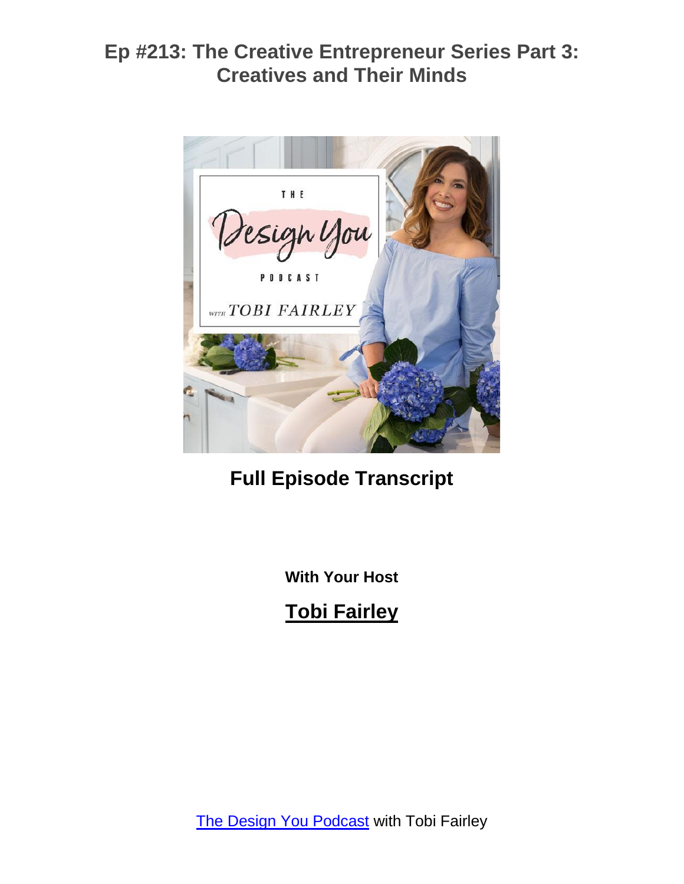# Ep #213: The Creative Entrepreneur Series Part 3: Creatives and Their Minds

## Full Episode Transcript

**With Your Host**

## Tobi Fairley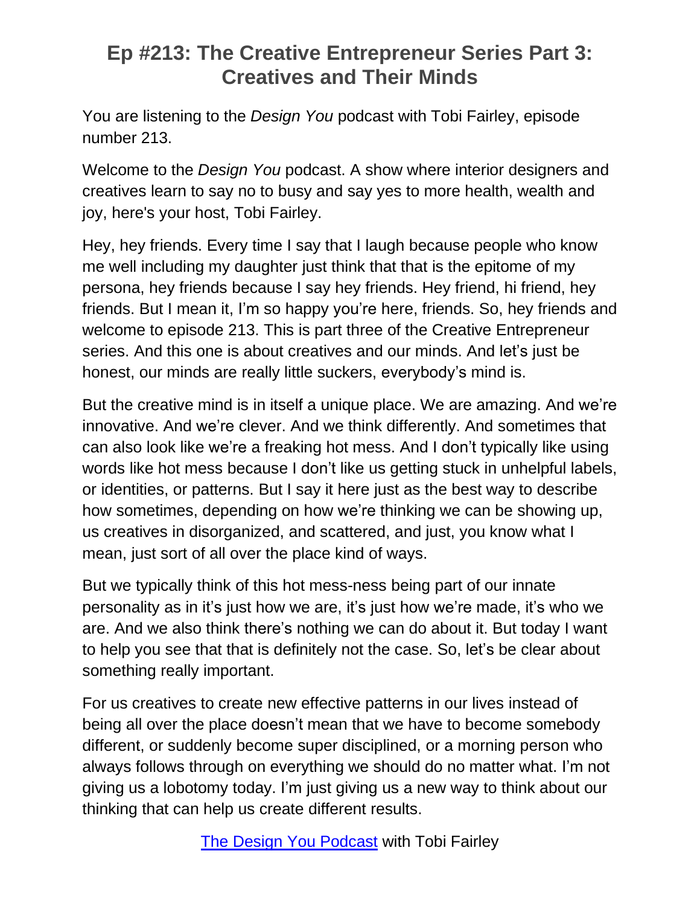# Ep #213: The Creative Entrepreneur Series Part 3: Creatives and Their Minds

You are listening to the *Design You* podcast with Tobi Fairley, episode number 213.

Welcome to the *Design You* podcast. A show where interior designers and creatives learn to say no to busy and say yes to more health, wealth and joy, here's your host, Tobi Fairley.

Hey, hey friends. Every time I say that I laugh because people who know me well including my daughter just think that that is the epitome of my persona, hey friends because I say hey friends. Hey friend, hi friend, hey friends. But I mean it, I'm so happy you're here, friends. So, hey friends and welcome to episode 213. This is part three of the Creative Entrepreneur series. And this one is about creatives and our minds. And let's just be honest, our minds are really little suckers, everybody's mind is.

But the creative mind is in itself a unique place. We are amazing. And we're innovative. And we're clever. And we think differently. And sometimes that can also look like we're a freaking hot mess. And I don't typically like using words like hot mess because I don't like us getting stuck in unhelpful labels, or identities, or patterns. But I say it here just as the best way to describe how sometimes, depending on how we're thinking we can be showing up, us creatives in disorganized, and scattered, and just, you know what I mean, just sort of all over the place kind of ways.

But we typically think of this hot mess-ness being part of our innate personality as in it's just how we are, it's just how we're made, it's who we are. And we also think there's nothing we can do about it. But today I want to help you see that that is definitely not the case. So, let's be clear about something really important.

For us creatives to create new effective patterns in our lives instead of being all over the place doesn't mean that we have to become somebody different, or suddenly become super disciplined, or a morning person who always follows through on everything we should do no matter what. I'm not giving us a lobotomy today. I'm just giving us a new way to think about our thinking that can help us create different results.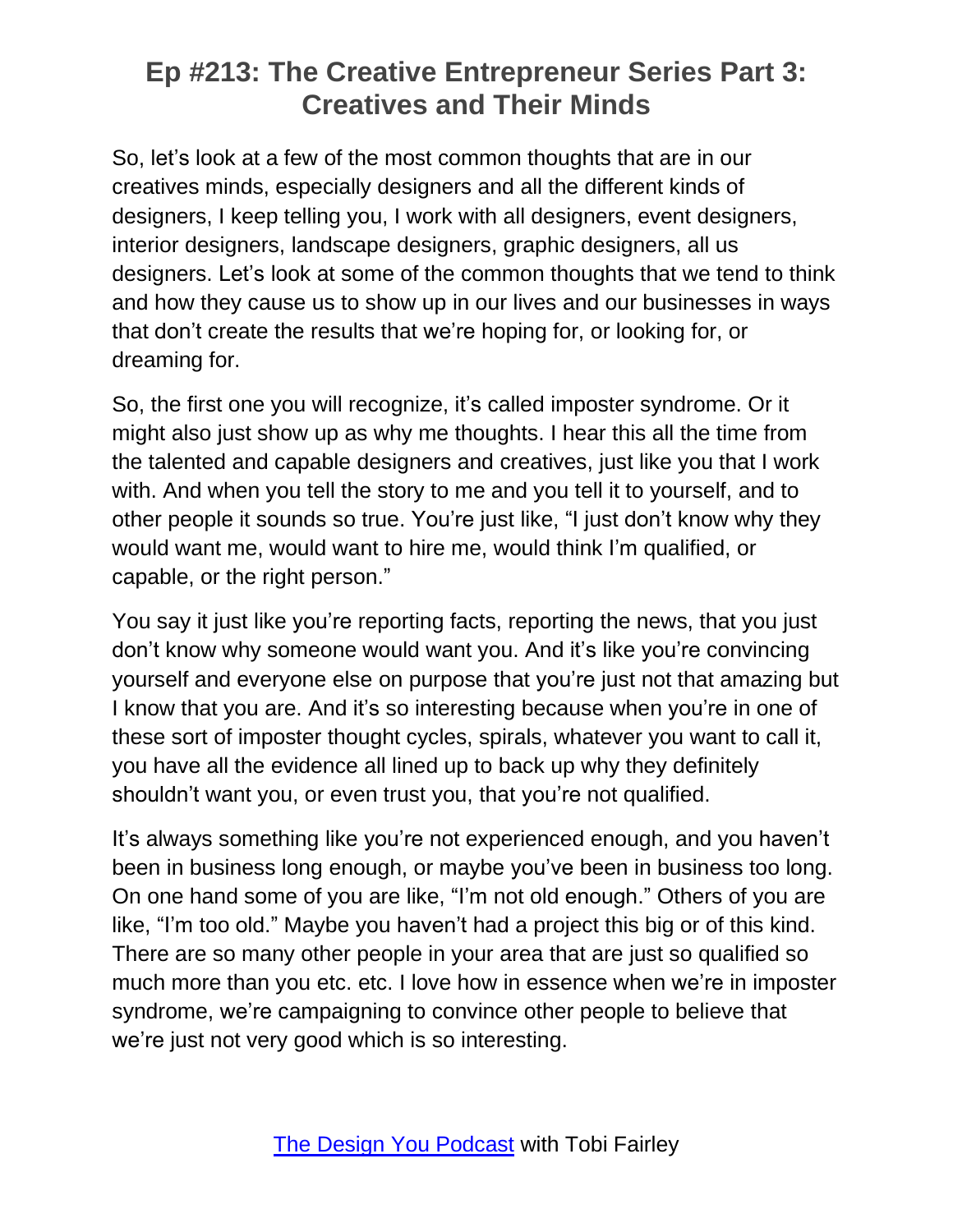So, let's look at a few of the most common thoughts that are in our creatives minds, especially designers and all the different kinds of designers, I keep telling you, I work with all designers, event designers, interior designers, landscape designers, graphic designers, all us designers. Let's look at some of the common thoughts that we tend to think and how they cause us to show up in our lives and our businesses in ways that don't create the results that we're hoping for, or looking for, or dreaming for.

So, the first one you will recognize, it's called imposter syndrome. Or it might also just show up as why me thoughts. I hear this all the time from the talented and capable designers and creatives, just like you that I work with. And when you tell the story to me and you tell it to yourself, and to other people it sounds so true. You're just like, "I just don't know why they would want me, would want to hire me, would think I'm qualified, or capable, or the right person."

You say it just like you're reporting facts, reporting the news, that you just don't know why someone would want you. And it's like you're convincing yourself and everyone else on purpose that you're just not that amazing but I know that you are. And it's so interesting because when you're in one of these sort of imposter thought cycles, spirals, whatever you want to call it, you have all the evidence all lined up to back up why they definitely shouldn't want you, or even trust you, that you're not qualified.

It's always something like you're not experienced enough, and you haven't been in business long enough, or maybe you've been in business too long. On one hand some of you are like, "I'm not old enough." Others of you are like, "I'm too old." Maybe you haven't had a project this big or of this kind. There are so many other people in your area that are just so qualified so much more than you etc. etc. I love how in essence when we're in imposter syndrome, we're campaigning to convince other people to believe that we're just not very good which is so interesting.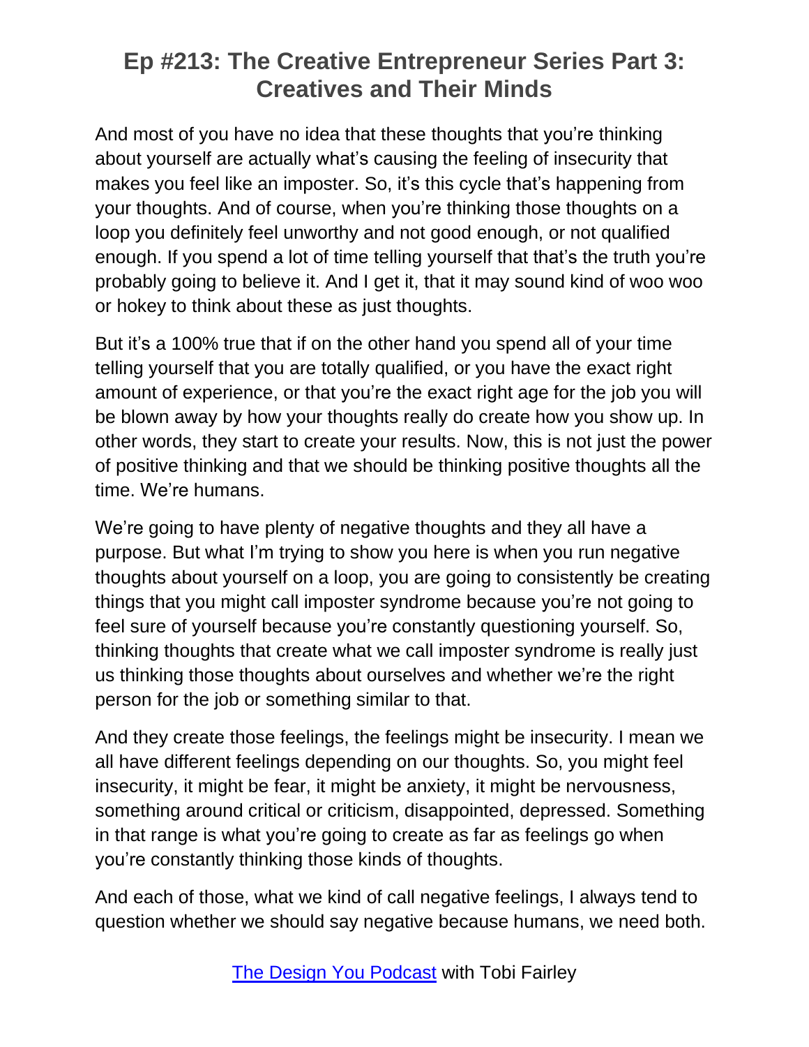And most of you have no idea that these thoughts that you're thinking about yourself are actually what's causing the feeling of insecurity that makes you feel like an imposter. So, it's this cycle that's happening from your thoughts. And of course, when you're thinking those thoughts on a loop you definitely feel unworthy and not good enough, or not qualified enough. If you spend a lot of time telling yourself that that's the truth you're probably going to believe it. And I get it, that it may sound kind of woo woo or hokey to think about these as just thoughts.

But it's a 100% true that if on the other hand you spend all of your time telling yourself that you are totally qualified, or you have the exact right amount of experience, or that you're the exact right age for the job you will be blown away by how your thoughts really do create how you show up. In other words, they start to create your results. Now, this is not just the power of positive thinking and that we should be thinking positive thoughts all the time. We're humans.

We're going to have plenty of negative thoughts and they all have a purpose. But what I'm trying to show you here is when you run negative thoughts about yourself on a loop, you are going to consistently be creating things that you might call imposter syndrome because you're not going to feel sure of yourself because you're constantly questioning yourself. So, thinking thoughts that create what we call imposter syndrome is really just us thinking those thoughts about ourselves and whether we're the right person for the job or something similar to that.

And they create those feelings, the feelings might be insecurity. I mean we all have different feelings depending on our thoughts. So, you might feel insecurity, it might be fear, it might be anxiety, it might be nervousness, something around critical or criticism, disappointed, depressed. Something in that range is what you're going to create as far as feelings go when you're constantly thinking those kinds of thoughts.

And each of those, what we kind of call negative feelings, I always tend to question whether we should say negative because humans, we need both.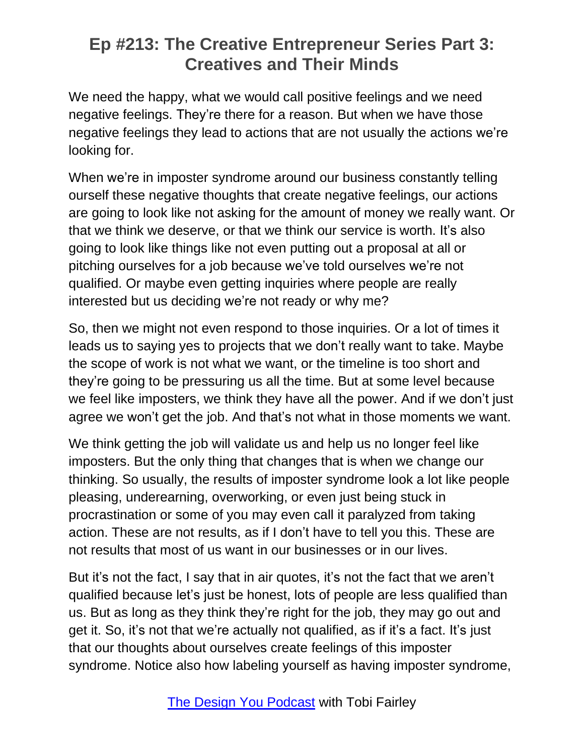We need the happy, what we would call positive feelings and we need negative feelings. They're there for a reason. But when we have those negative feelings they lead to actions that are not usually the actions we're looking for.

When we're in imposter syndrome around our business constantly telling ourself these negative thoughts that create negative feelings, our actions are going to look like not asking for the amount of money we really want. Or that we think we deserve, or that we think our service is worth. It's also going to look like things like not even putting out a proposal at all or pitching ourselves for a job because we've told ourselves we're not qualified. Or maybe even getting inquiries where people are really interested but us deciding we're not ready or why me?

So, then we might not even respond to those inquiries. Or a lot of times it leads us to saying yes to projects that we don't really want to take. Maybe the scope of work is not what we want, or the timeline is too short and they're going to be pressuring us all the time. But at some level because we feel like imposters, we think they have all the power. And if we don't just agree we won't get the job. And that's not what in those moments we want.

We think getting the job will validate us and help us no longer feel like imposters. But the only thing that changes that is when we change our thinking. So usually, the results of imposter syndrome look a lot like people pleasing, underearning, overworking, or even just being stuck in procrastination or some of you may even call it paralyzed from taking action. These are not results, as if I don't have to tell you this. These are not results that most of us want in our businesses or in our lives.

But it's not the fact, I say that in air quotes, it's not the fact that we aren't qualified because let's just be honest, lots of people are less qualified than us. But as long as they think they're right for the job, they may go out and get it. So, it's not that we're actually not qualified, as if it's a fact. It's just that our thoughts about ourselves create feelings of this imposter syndrome. Notice also how labeling yourself as having imposter syndrome,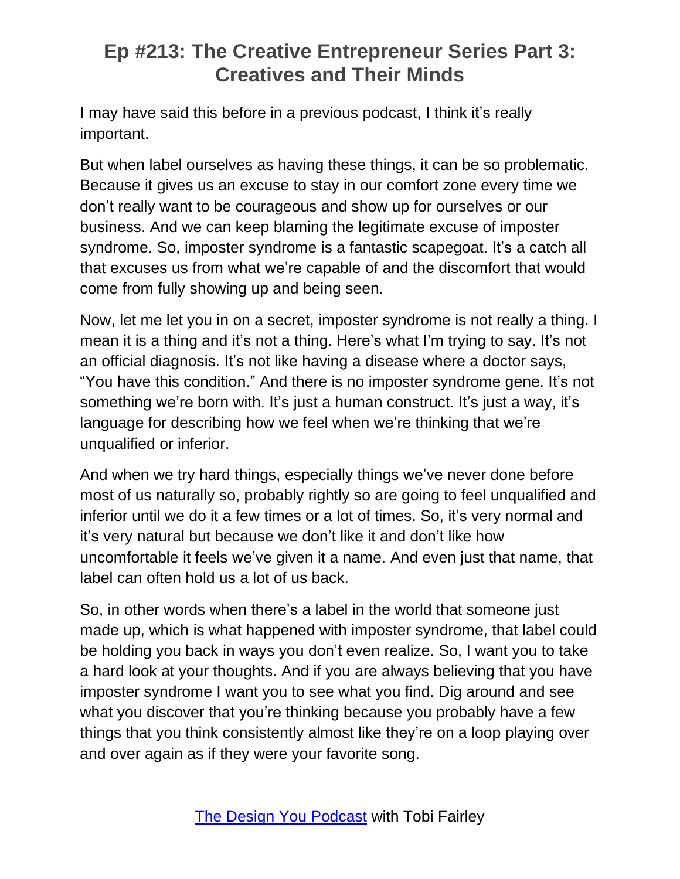I may have said this before in a previous podcast, I think it's really important.

But when label ourselves as having these things, it can be so problematic. Because it gives us an excuse to stay in our comfort zone every time we don't really want to be courageous and show up for ourselves or our business. And we can keep blaming the legitimate excuse of imposter syndrome. So, imposter syndrome is a fantastic scapegoat. It's a catch all that excuses us from what we're capable of and the discomfort that would come from fully showing up and being seen.

Now, let me let you in on a secret, imposter syndrome is not really a thing. I mean it is a thing and it's not a thing. Here's what I'm trying to say. It's not an official diagnosis. It's not like having a disease where a doctor says, "You have this condition." And there is no imposter syndrome gene. It's not something we're born with. It's just a human construct. It's just a way, it's language for describing how we feel when we're thinking that we're unqualified or inferior.

And when we try hard things, especially things we've never done before most of us naturally so, probably rightly so are going to feel unqualified and inferior until we do it a few times or a lot of times. So, it's very normal and it's very natural but because we don't like it and don't like how uncomfortable it feels we've given it a name. And even just that name, that label can often hold us a lot of us back.

So, in other words when there's a label in the world that someone just made up, which is what happened with imposter syndrome, that label could be holding you back in ways you don't even realize. So, I want you to take a hard look at your thoughts. And if you are always believing that you have imposter syndrome I want you to see what you find. Dig around and see what you discover that you're thinking because you probably have a few things that you think consistently almost like they're on a loop playing over and over again as if they were your favorite song.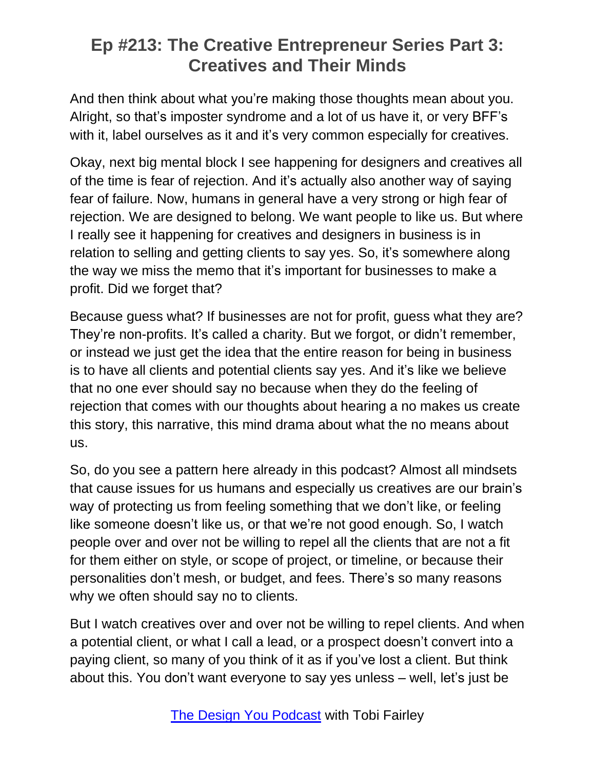And then think about what you're making those thoughts mean about you. Alright, so that's imposter syndrome and a lot of us have it, or very BFF's with it, label ourselves as it and it's very common especially for creatives.

Okay, next big mental block I see happening for designers and creatives all of the time is fear of rejection. And it's actually also another way of saying fear of failure. Now, humans in general have a very strong or high fear of rejection. We are designed to belong. We want people to like us. But where I really see it happening for creatives and designers in business is in relation to selling and getting clients to say yes. So, it's somewhere along the way we miss the memo that it's important for businesses to make a profit. Did we forget that?

Because guess what? If businesses are not for profit, guess what they are? They're non-profits. It's called a charity. But we forgot, or didn't remember, or instead we just get the idea that the entire reason for being in business is to have all clients and potential clients say yes. And it's like we believe that no one ever should say no because when they do the feeling of rejection that comes with our thoughts about hearing a no makes us create this story, this narrative, this mind drama about what the no means about us.

So, do you see a pattern here already in this podcast? Almost all mindsets that cause issues for us humans and especially us creatives are our brain's way of protecting us from feeling something that we don't like, or feeling like someone doesn't like us, or that we're not good enough. So, I watch people over and over not be willing to repel all the clients that are not a fit for them either on style, or scope of project, or timeline, or because their personalities don't mesh, or budget, and fees. There's so many reasons why we often should say no to clients.

But I watch creatives over and over not be willing to repel clients. And when a potential client, or what I call a lead, or a prospect doesn't convert into a paying client, so many of you think of it as if you've lost a client. But think about this. You don't want everyone to say yes unless – well, let's just be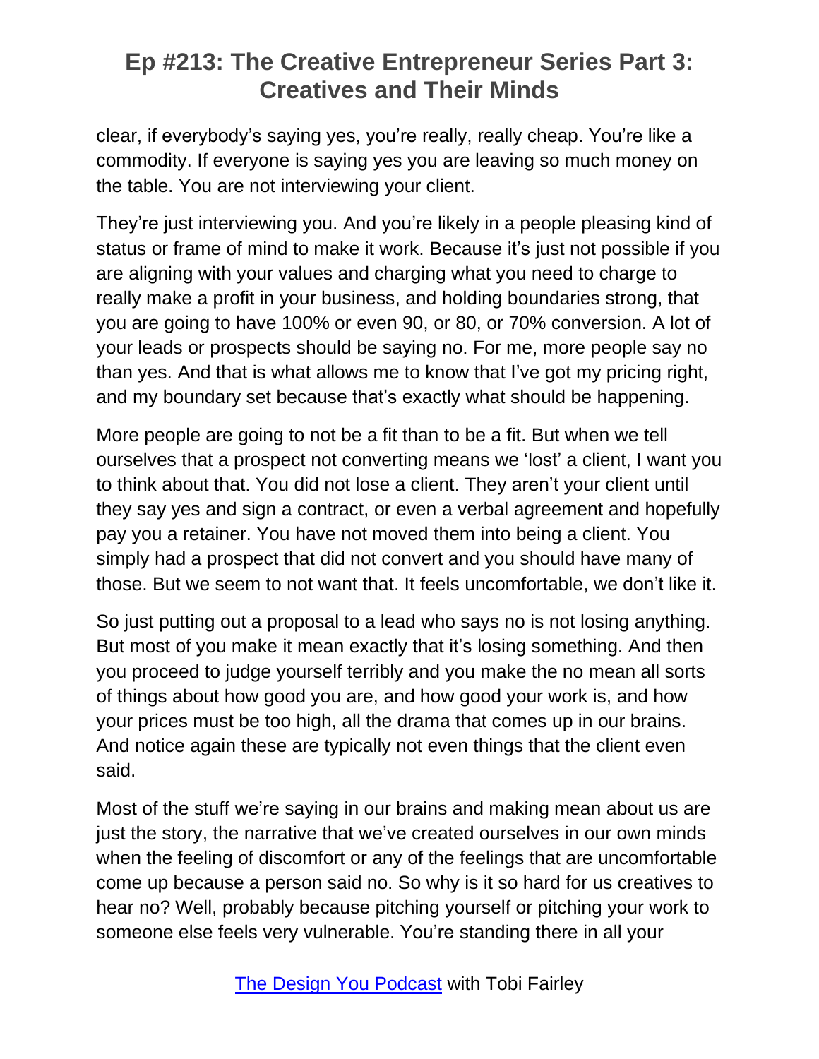clear, if everybody's saying yes, you're really, really cheap. You're like a commodity. If everyone is saying yes you are leaving so much money on the table. You are not interviewing your client.

They're just interviewing you. And you're likely in a people pleasing kind of status or frame of mind to make it work. Because it's just not possible if you are aligning with your values and charging what you need to charge to really make a profit in your business, and holding boundaries strong, that you are going to have 100% or even 90, or 80, or 70% conversion. A lot of your leads or prospects should be saying no. For me, more people say no than yes. And that is what allows me to know that I've got my pricing right, and my boundary set because that's exactly what should be happening.

More people are going to not be a fit than to be a fit. But when we tell ourselves that a prospect not converting means we 'lost' a client, I want you to think about that. You did not lose a client. They aren't your client until they say yes and sign a contract, or even a verbal agreement and hopefully pay you a retainer. You have not moved them into being a client. You simply had a prospect that did not convert and you should have many of those. But we seem to not want that. It feels uncomfortable, we don't like it.

So just putting out a proposal to a lead who says no is not losing anything. But most of you make it mean exactly that it's losing something. And then you proceed to judge yourself terribly and you make the no mean all sorts of things about how good you are, and how good your work is, and how your prices must be too high, all the drama that comes up in our brains. And notice again these are typically not even things that the client even said.

Most of the stuff we're saying in our brains and making mean about us are just the story, the narrative that we've created ourselves in our own minds when the feeling of discomfort or any of the feelings that are uncomfortable come up because a person said no. So why is it so hard for us creatives to hear no? Well, probably because pitching yourself or pitching your work to someone else feels very vulnerable. You're standing there in all your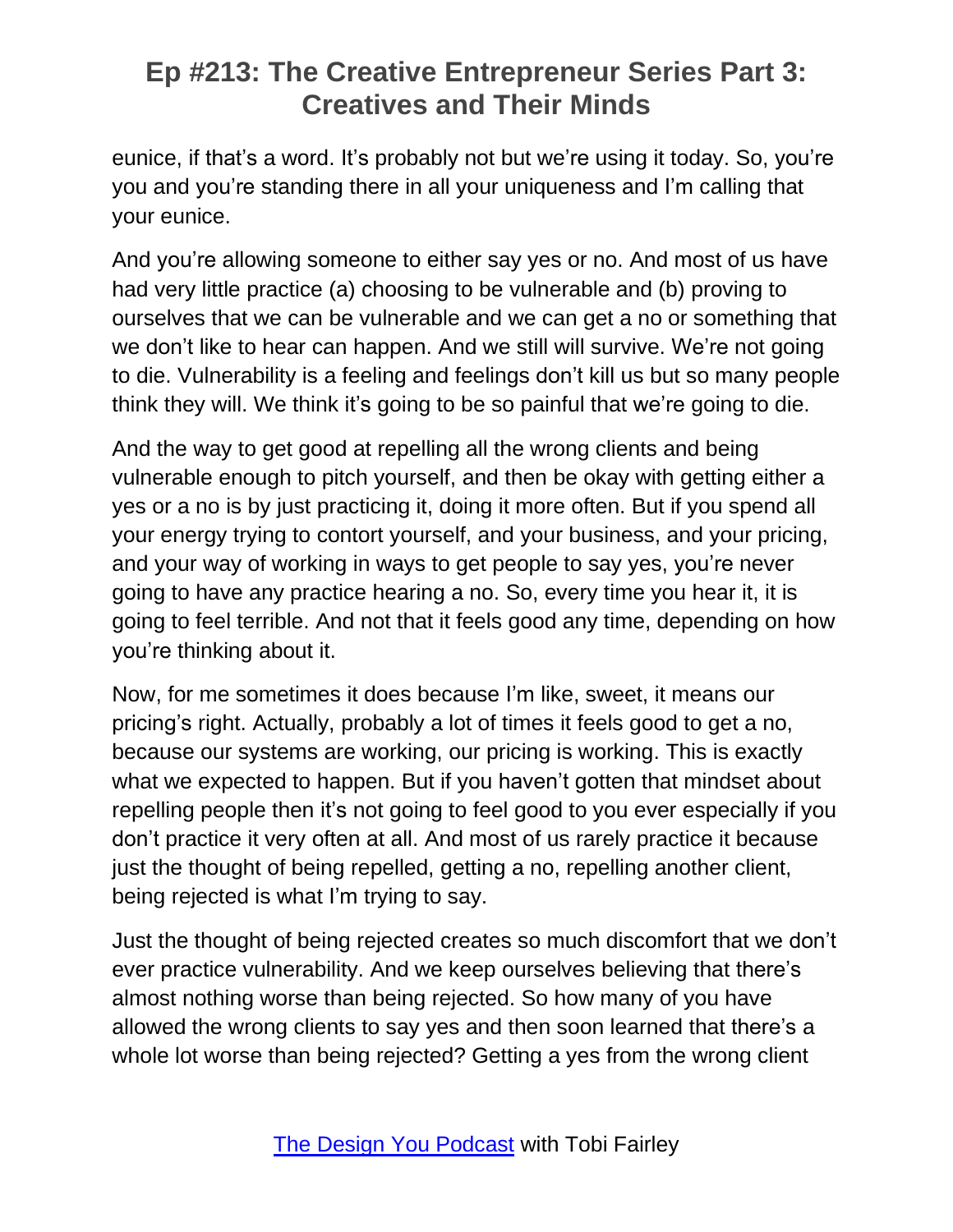eunice, if that's a word. It's probably not but we're using it today. So, you're you and you're standing there in all your uniqueness and I'm calling that your eunice.

And you're allowing someone to either say yes or no. And most of us have had very little practice (a) choosing to be vulnerable and (b) proving to ourselves that we can be vulnerable and we can get a no or something that we don't like to hear can happen. And we still will survive. We're not going to die. Vulnerability is a feeling and feelings don't kill us but so many people think they will. We think it's going to be so painful that we're going to die.

And the way to get good at repelling all the wrong clients and being vulnerable enough to pitch yourself, and then be okay with getting either a yes or a no is by just practicing it, doing it more often. But if you spend all your energy trying to contort yourself, and your business, and your pricing, and your way of working in ways to get people to say yes, you're never going to have any practice hearing a no. So, every time you hear it, it is going to feel terrible. And not that it feels good any time, depending on how you're thinking about it.

Now, for me sometimes it does because I'm like, sweet, it means our pricing's right. Actually, probably a lot of times it feels good to get a no, because our systems are working, our pricing is working. This is exactly what we expected to happen. But if you haven't gotten that mindset about repelling people then it's not going to feel good to you ever especially if you don't practice it very often at all. And most of us rarely practice it because just the thought of being repelled, getting a no, repelling another client, being rejected is what I'm trying to say.

Just the thought of being rejected creates so much discomfort that we don't ever practice vulnerability. And we keep ourselves believing that there's almost nothing worse than being rejected. So how many of you have allowed the wrong clients to say yes and then soon learned that there's a whole lot worse than being rejected? Getting a yes from the wrong client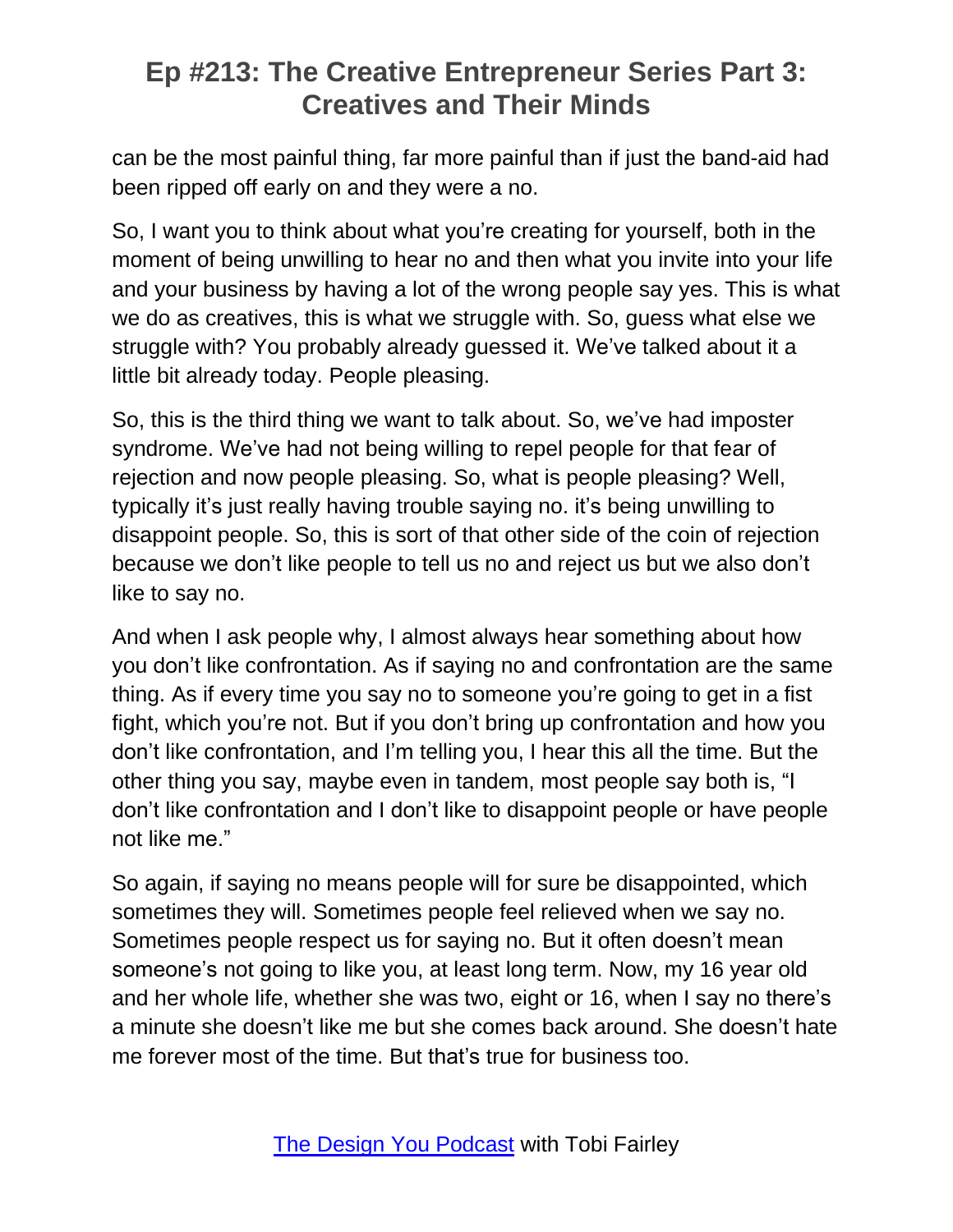can be the most painful thing, far more painful than if just the band-aid had been ripped off early on and they were a no.

So, I want you to think about what you're creating for yourself, both in the moment of being unwilling to hear no and then what you invite into your life and your business by having a lot of the wrong people say yes. This is what we do as creatives, this is what we struggle with. So, guess what else we struggle with? You probably already guessed it. We've talked about it a little bit already today. People pleasing.

So, this is the third thing we want to talk about. So, we've had imposter syndrome. We've had not being willing to repel people for that fear of rejection and now people pleasing. So, what is people pleasing? Well, typically it's just really having trouble saying no. it's being unwilling to disappoint people. So, this is sort of that other side of the coin of rejection because we don't like people to tell us no and reject us but we also don't like to say no.

And when I ask people why, I almost always hear something about how you don't like confrontation. As if saying no and confrontation are the same thing. As if every time you say no to someone you're going to get in a fist fight, which you're not. But if you don't bring up confrontation and how you don't like confrontation, and I'm telling you, I hear this all the time. But the other thing you say, maybe even in tandem, most people say both is, "I don't like confrontation and I don't like to disappoint people or have people not like me."

So again, if saying no means people will for sure be disappointed, which sometimes they will. Sometimes people feel relieved when we say no. Sometimes people respect us for saying no. But it often doesn't mean someone's not going to like you, at least long term. Now, my 16 year old and her whole life, whether she was two, eight or 16, when I say no there's a minute she doesn't like me but she comes back around. She doesn't hate me forever most of the time. But that's true for business too.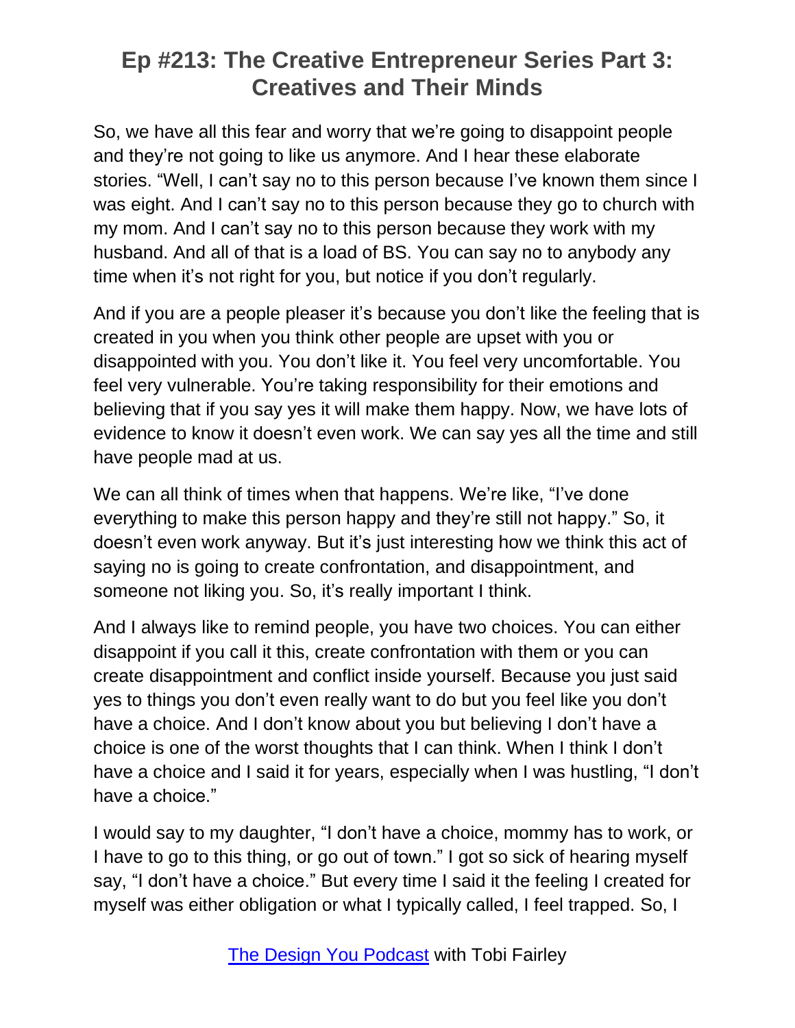So, we have all this fear and worry that we're going to disappoint people and they're not going to like us anymore. And I hear these elaborate stories. "Well, I can't say no to this person because I've known them since I was eight. And I can't say no to this person because they go to church with my mom. And I can't say no to this person because they work with my husband. And all of that is a load of BS. You can say no to anybody any time when it's not right for you, but notice if you don't regularly.

And if you are a people pleaser it's because you don't like the feeling that is created in you when you think other people are upset with you or disappointed with you. You don't like it. You feel very uncomfortable. You feel very vulnerable. You're taking responsibility for their emotions and believing that if you say yes it will make them happy. Now, we have lots of evidence to know it doesn't even work. We can say yes all the time and still have people mad at us.

We can all think of times when that happens. We're like, "I've done everything to make this person happy and they're still not happy." So, it doesn't even work anyway. But it's just interesting how we think this act of saying no is going to create confrontation, and disappointment, and someone not liking you. So, it's really important I think.

And I always like to remind people, you have two choices. You can either disappoint if you call it this, create confrontation with them or you can create disappointment and conflict inside yourself. Because you just said yes to things you don't even really want to do but you feel like you don't have a choice. And I don't know about you but believing I don't have a choice is one of the worst thoughts that I can think. When I think I don't have a choice and I said it for years, especially when I was hustling, "I don't have a choice."

I would say to my daughter, "I don't have a choice, mommy has to work, or I have to go to this thing, or go out of town." I got so sick of hearing myself say, "I don't have a choice." But every time I said it the feeling I created for myself was either obligation or what I typically called, I feel trapped. So, I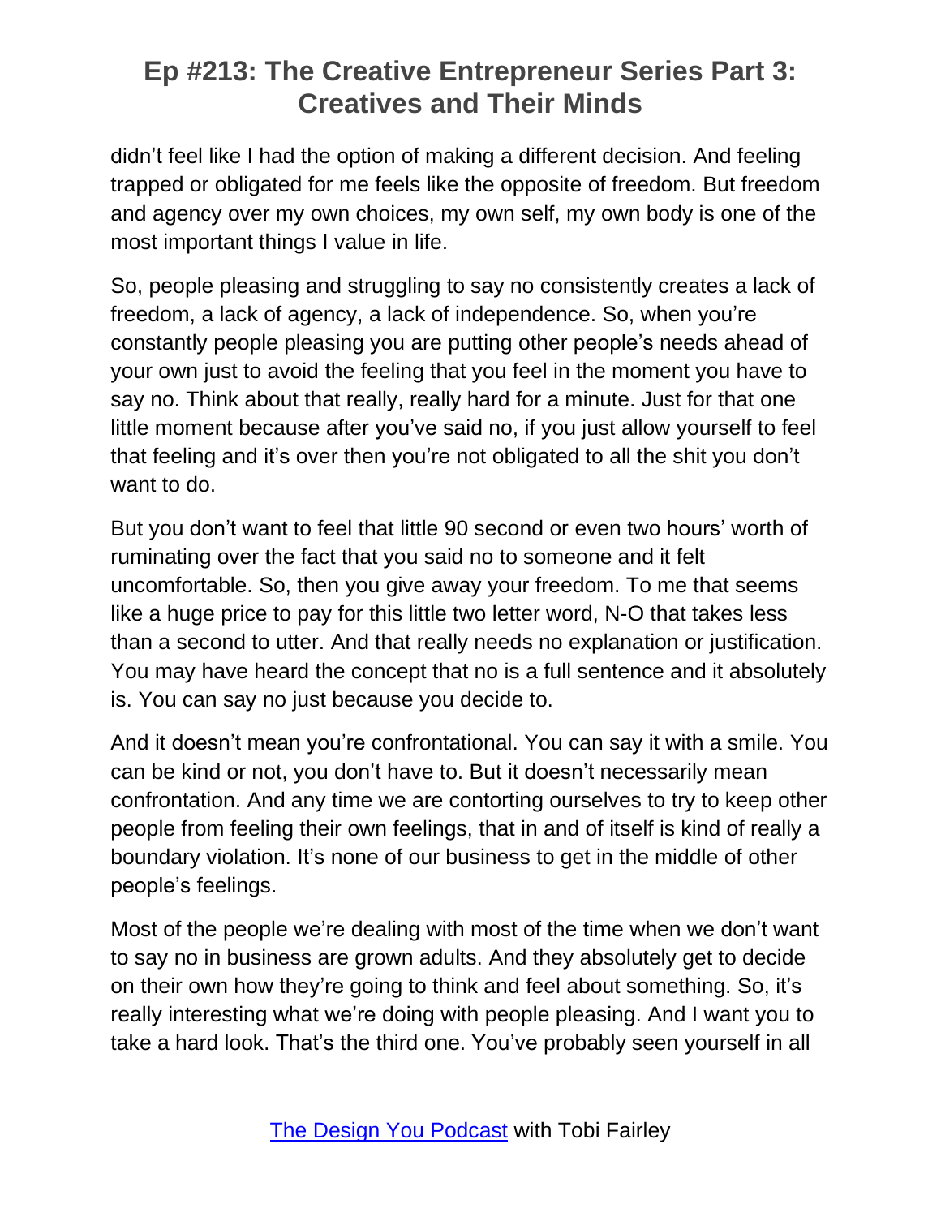didn't feel like I had the option of making a different decision. And feeling trapped or obligated for me feels like the opposite of freedom. But freedom and agency over my own choices, my own self, my own body is one of the most important things I value in life.

So, people pleasing and struggling to say no consistently creates a lack of freedom, a lack of agency, a lack of independence. So, when you're constantly people pleasing you are putting other people's needs ahead of your own just to avoid the feeling that you feel in the moment you have to say no. Think about that really, really hard for a minute. Just for that one little moment because after you've said no, if you just allow yourself to feel that feeling and it's over then you're not obligated to all the shit you don't want to do.

But you don't want to feel that little 90 second or even two hours' worth of ruminating over the fact that you said no to someone and it felt uncomfortable. So, then you give away your freedom. To me that seems like a huge price to pay for this little two letter word, N-O that takes less than a second to utter. And that really needs no explanation or justification. You may have heard the concept that no is a full sentence and it absolutely is. You can say no just because you decide to.

And it doesn't mean you're confrontational. You can say it with a smile. You can be kind or not, you don't have to. But it doesn't necessarily mean confrontation. And any time we are contorting ourselves to try to keep other people from feeling their own feelings, that in and of itself is kind of really a boundary violation. It's none of our business to get in the middle of other people's feelings.

Most of the people we're dealing with most of the time when we don't want to say no in business are grown adults. And they absolutely get to decide on their own how they're going to think and feel about something. So, it's really interesting what we're doing with people pleasing. And I want you to take a hard look. That's the third one. You've probably seen yourself in all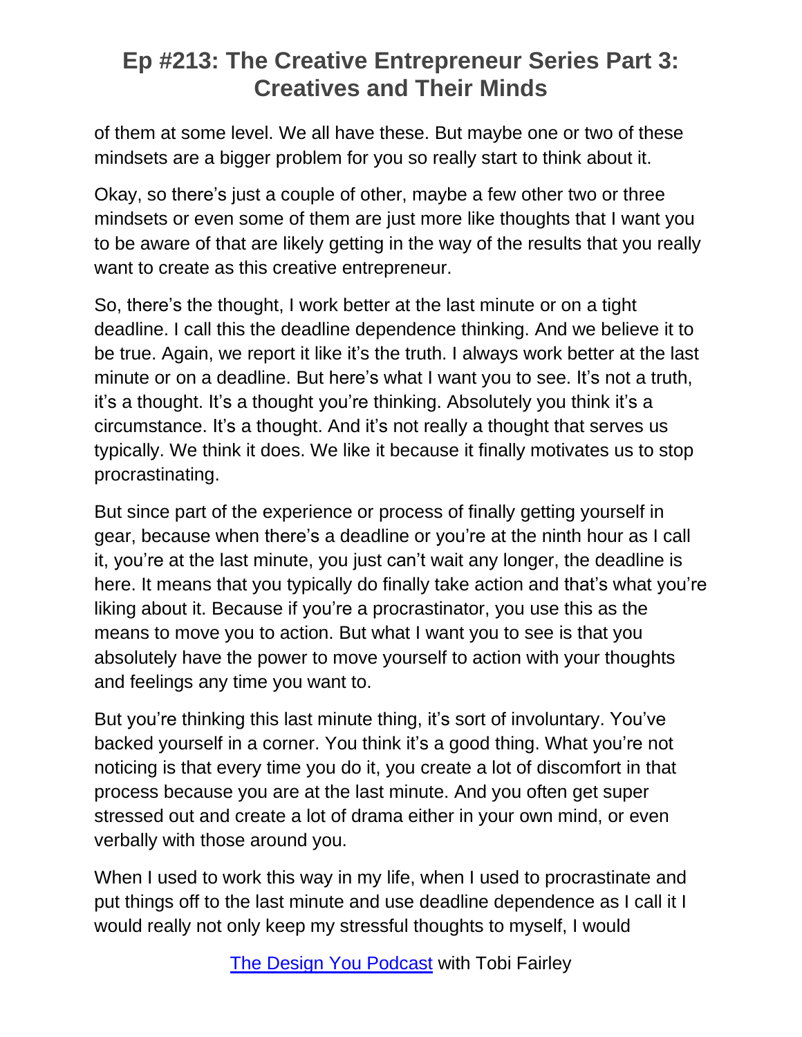of them at some level. We all have these. But maybe one or two of these mindsets are a bigger problem for you so really start to think about it.

Okay, so there's just a couple of other, maybe a few other two or three mindsets or even some of them are just more like thoughts that I want you to be aware of that are likely getting in the way of the results that you really want to create as this creative entrepreneur.

So, there's the thought, I work better at the last minute or on a tight deadline. I call this the deadline dependence thinking. And we believe it to be true. Again, we report it like it's the truth. I always work better at the last minute or on a deadline. But here's what I want you to see. It's not a truth, it's a thought. It's a thought you're thinking. Absolutely you think it's a circumstance. It's a thought. And it's not really a thought that serves us typically. We think it does. We like it because it finally motivates us to stop procrastinating.

But since part of the experience or process of finally getting yourself in gear, because when there's a deadline or you're at the ninth hour as I call it, you're at the last minute, you just can't wait any longer, the deadline is here. It means that you typically do finally take action and that's what you're liking about it. Because if you're a procrastinator, you use this as the means to move you to action. But what I want you to see is that you absolutely have the power to move yourself to action with your thoughts and feelings any time you want to.

But you're thinking this last minute thing, it's sort of involuntary. You've backed yourself in a corner. You think it's a good thing. What you're not noticing is that every time you do it, you create a lot of discomfort in that process because you are at the last minute. And you often get super stressed out and create a lot of drama either in your own mind, or even verbally with those around you.

When I used to work this way in my life, when I used to procrastinate and put things off to the last minute and use deadline dependence as I call it I would really not only keep my stressful thoughts to myself, I would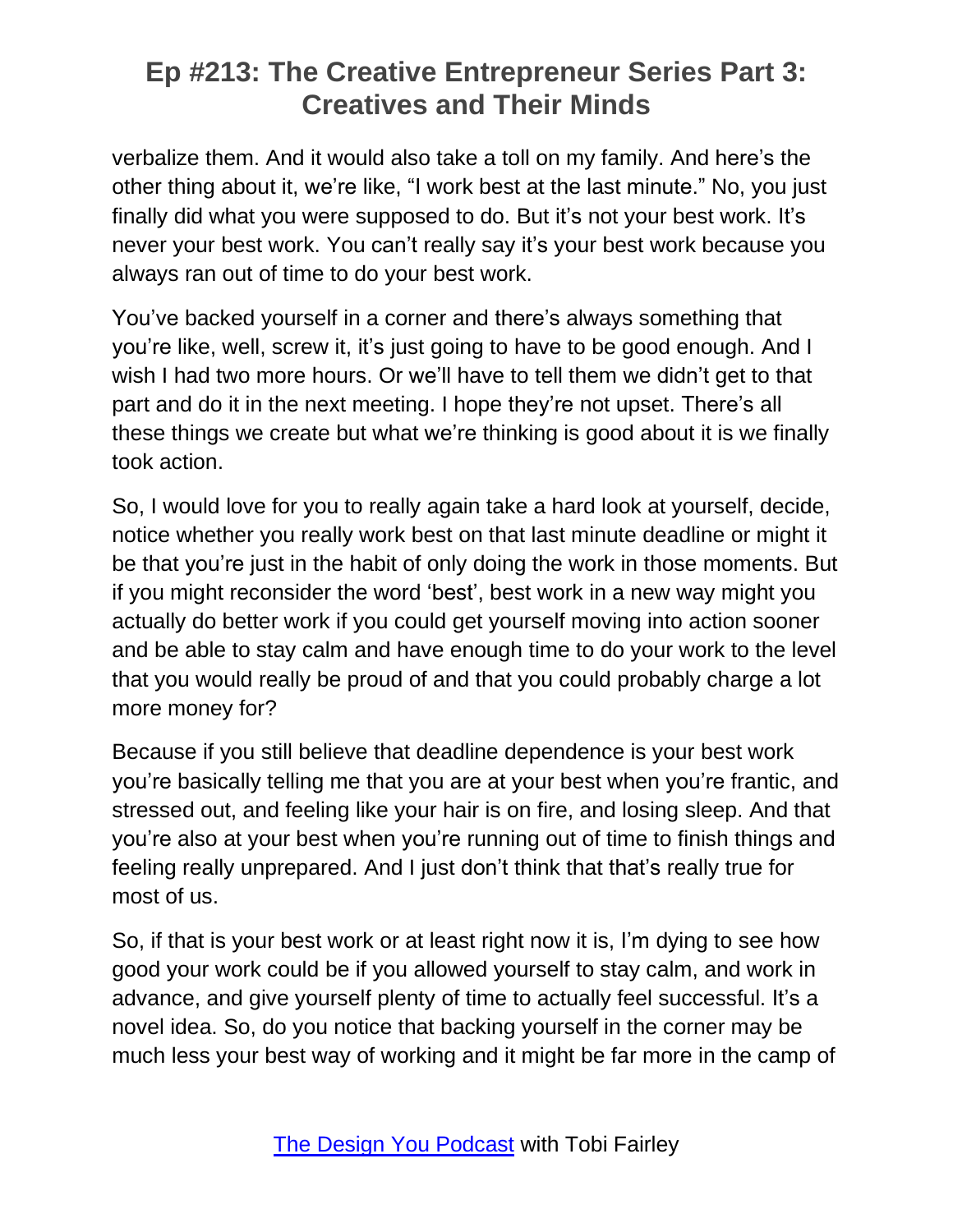verbalize them. And it would also take a toll on my family. And here's the other thing about it, we're like, "I work best at the last minute." No, you just finally did what you were supposed to do. But it's not your best work. It's never your best work. You can't really say it's your best work because you always ran out of time to do your best work.

You've backed yourself in a corner and there's always something that you're like, well, screw it, it's just going to have to be good enough. And I wish I had two more hours. Or we'll have to tell them we didn't get to that part and do it in the next meeting. I hope they're not upset. There's all these things we create but what we're thinking is good about it is we finally took action.

So, I would love for you to really again take a hard look at yourself, decide, notice whether you really work best on that last minute deadline or might it be that you're just in the habit of only doing the work in those moments. But if you might reconsider the word 'best', best work in a new way might you actually do better work if you could get yourself moving into action sooner and be able to stay calm and have enough time to do your work to the level that you would really be proud of and that you could probably charge a lot more money for?

Because if you still believe that deadline dependence is your best work you're basically telling me that you are at your best when you're frantic, and stressed out, and feeling like your hair is on fire, and losing sleep. And that you're also at your best when you're running out of time to finish things and feeling really unprepared. And I just don't think that that's really true for most of us.

So, if that is your best work or at least right now it is, I'm dying to see how good your work could be if you allowed yourself to stay calm, and work in advance, and give yourself plenty of time to actually feel successful. It's a novel idea. So, do you notice that backing yourself in the corner may be much less your best way of working and it might be far more in the camp of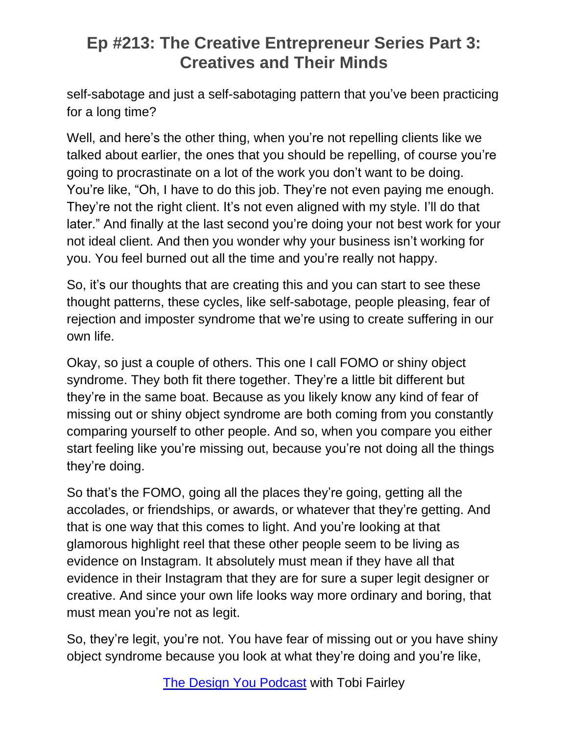self-sabotage and just a self-sabotaging pattern that you've been practicing for a long time?

Well, and here's the other thing, when you're not repelling clients like we talked about earlier, the ones that you should be repelling, of course you're going to procrastinate on a lot of the work you don't want to be doing. You're like, "Oh, I have to do this job. They're not even paying me enough. They're not the right client. It's not even aligned with my style. I'll do that later." And finally at the last second you're doing your not best work for your not ideal client. And then you wonder why your business isn't working for you. You feel burned out all the time and you're really not happy.

So, it's our thoughts that are creating this and you can start to see these thought patterns, these cycles, like self-sabotage, people pleasing, fear of rejection and imposter syndrome that we're using to create suffering in our own life.

Okay, so just a couple of others. This one I call FOMO or shiny object syndrome. They both fit there together. They're a little bit different but they're in the same boat. Because as you likely know any kind of fear of missing out or shiny object syndrome are both coming from you constantly comparing yourself to other people. And so, when you compare you either start feeling like you're missing out, because you're not doing all the things they're doing.

So that's the FOMO, going all the places they're going, getting all the accolades, or friendships, or awards, or whatever that they're getting. And that is one way that this comes to light. And you're looking at that glamorous highlight reel that these other people seem to be living as evidence on Instagram. It absolutely must mean if they have all that evidence in their Instagram that they are for sure a super legit designer or creative. And since your own life looks way more ordinary and boring, that must mean you're not as legit.

So, they're legit, you're not. You have fear of missing out or you have shiny object syndrome because you look at what they're doing and you're like,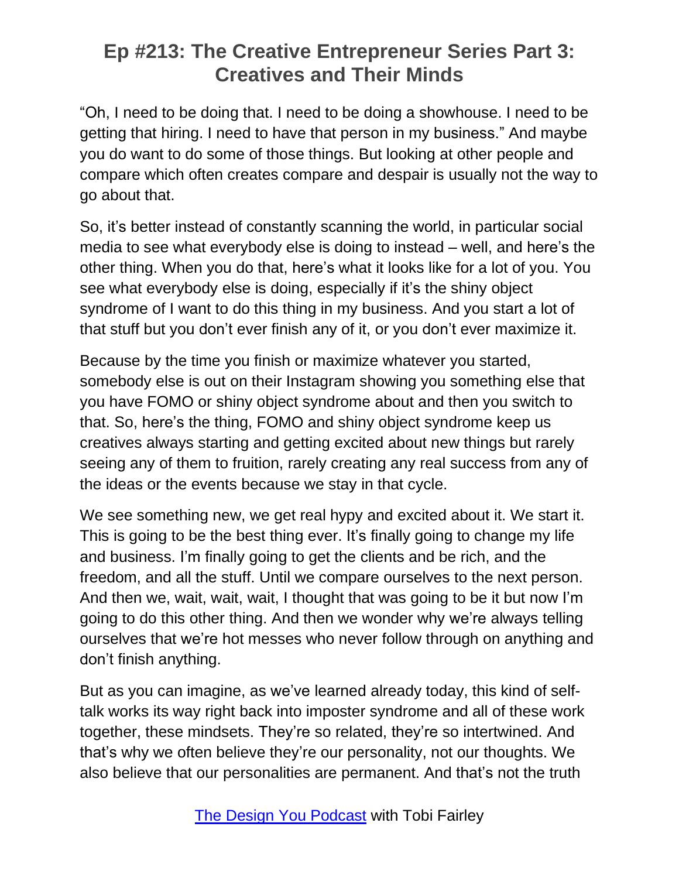"Oh, I need to be doing that. I need to be doing a showhouse. I need to be getting that hiring. I need to have that person in my business." And maybe you do want to do some of those things. But looking at other people and compare which often creates compare and despair is usually not the way to go about that.

So, it's better instead of constantly scanning the world, in particular social media to see what everybody else is doing to instead – well, and here's the other thing. When you do that, here's what it looks like for a lot of you. You see what everybody else is doing, especially if it's the shiny object syndrome of I want to do this thing in my business. And you start a lot of that stuff but you don't ever finish any of it, or you don't ever maximize it.

Because by the time you finish or maximize whatever you started, somebody else is out on their Instagram showing you something else that you have FOMO or shiny object syndrome about and then you switch to that. So, here's the thing, FOMO and shiny object syndrome keep us creatives always starting and getting excited about new things but rarely seeing any of them to fruition, rarely creating any real success from any of the ideas or the events because we stay in that cycle.

We see something new, we get real hypy and excited about it. We start it. This is going to be the best thing ever. It's finally going to change my life and business. I'm finally going to get the clients and be rich, and the freedom, and all the stuff. Until we compare ourselves to the next person. And then we, wait, wait, wait, I thought that was going to be it but now I'm going to do this other thing. And then we wonder why we're always telling ourselves that we're hot messes who never follow through on anything and don't finish anything.

But as you can imagine, as we've learned already today, this kind of self-talk works its way right back into imposter syndrome and all of these work together, these mindsets. They're so related, they're so intertwined. And that's why we often believe they're our personality, not our thoughts. We also believe that our personalities are permanent. And that's not the truth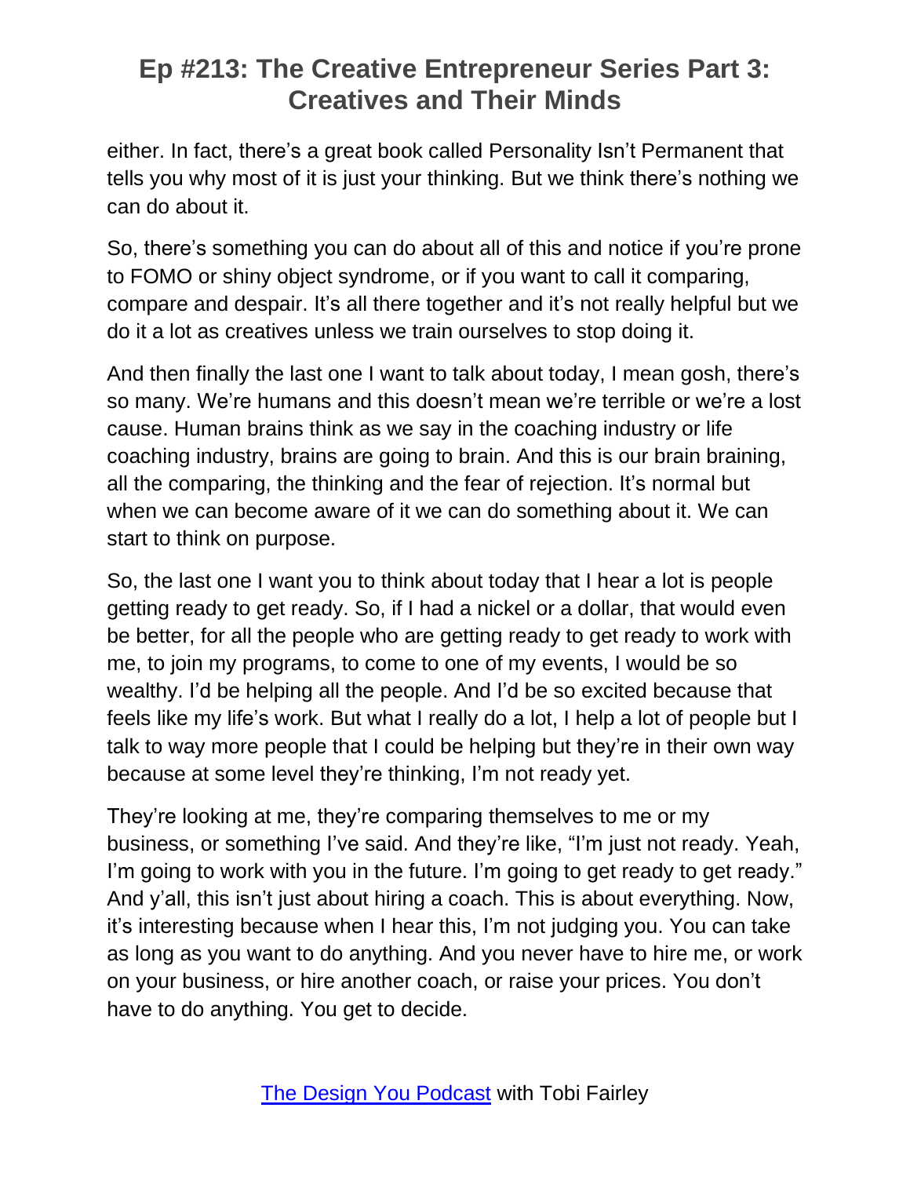either. In fact, there's a great book called Personality Isn't Permanent that tells you why most of it is just your thinking. But we think there's nothing we can do about it.

So, there's something you can do about all of this and notice if you're prone to FOMO or shiny object syndrome, or if you want to call it comparing, compare and despair. It's all there together and it's not really helpful but we do it a lot as creatives unless we train ourselves to stop doing it.

And then finally the last one I want to talk about today, I mean gosh, there's so many. We're humans and this doesn't mean we're terrible or we're a lost cause. Human brains think as we say in the coaching industry or life coaching industry, brains are going to brain. And this is our brain braining, all the comparing, the thinking and the fear of rejection. It's normal but when we can become aware of it we can do something about it. We can start to think on purpose.

So, the last one I want you to think about today that I hear a lot is people getting ready to get ready. So, if I had a nickel or a dollar, that would even be better, for all the people who are getting ready to get ready to work with me, to join my programs, to come to one of my events, I would be so wealthy. I'd be helping all the people. And I'd be so excited because that feels like my life's work. But what I really do a lot, I help a lot of people but I talk to way more people that I could be helping but they're in their own way because at some level they're thinking, I'm not ready yet.

They're looking at me, they're comparing themselves to me or my business, or something I've said. And they're like, "I'm just not ready. Yeah, I'm going to work with you in the future. I'm going to get ready to get ready." And y'all, this isn't just about hiring a coach. This is about everything. Now, it's interesting because when I hear this, I'm not judging you. You can take as long as you want to do anything. And you never have to hire me, or work on your business, or hire another coach, or raise your prices. You don't have to do anything. You get to decide.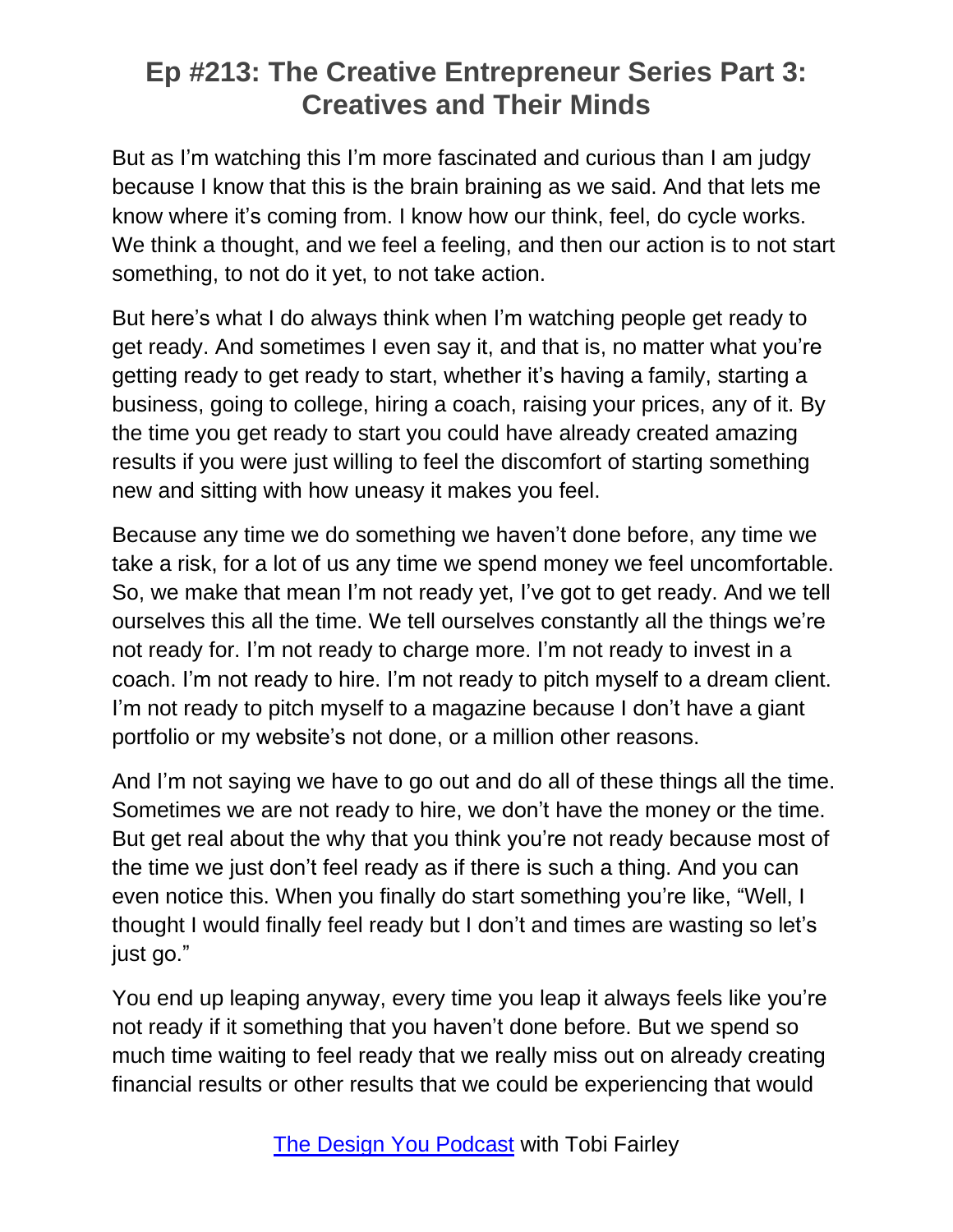But as I'm watching this I'm more fascinated and curious than I am judgy because I know that this is the brain braining as we said. And that lets me know where it's coming from. I know how our think, feel, do cycle works. We think a thought, and we feel a feeling, and then our action is to not start something, to not do it yet, to not take action.

But here's what I do always think when I'm watching people get ready to get ready. And sometimes I even say it, and that is, no matter what you're getting ready to get ready to start, whether it's having a family, starting a business, going to college, hiring a coach, raising your prices, any of it. By the time you get ready to start you could have already created amazing results if you were just willing to feel the discomfort of starting something new and sitting with how uneasy it makes you feel.

Because any time we do something we haven't done before, any time we take a risk, for a lot of us any time we spend money we feel uncomfortable. So, we make that mean I'm not ready yet, I've got to get ready. And we tell ourselves this all the time. We tell ourselves constantly all the things we're not ready for. I'm not ready to charge more. I'm not ready to invest in a coach. I'm not ready to hire. I'm not ready to pitch myself to a dream client. I'm not ready to pitch myself to a magazine because I don't have a giant portfolio or my website's not done, or a million other reasons.

And I'm not saying we have to go out and do all of these things all the time. Sometimes we are not ready to hire, we don't have the money or the time. But get real about the why that you think you're not ready because most of the time we just don't feel ready as if there is such a thing. And you can even notice this. When you finally do start something you're like, "Well, I thought I would finally feel ready but I don't and times are wasting so let's just go."

You end up leaping anyway, every time you leap it always feels like you're not ready if it something that you haven't done before. But we spend so much time waiting to feel ready that we really miss out on already creating financial results or other results that we could be experiencing that would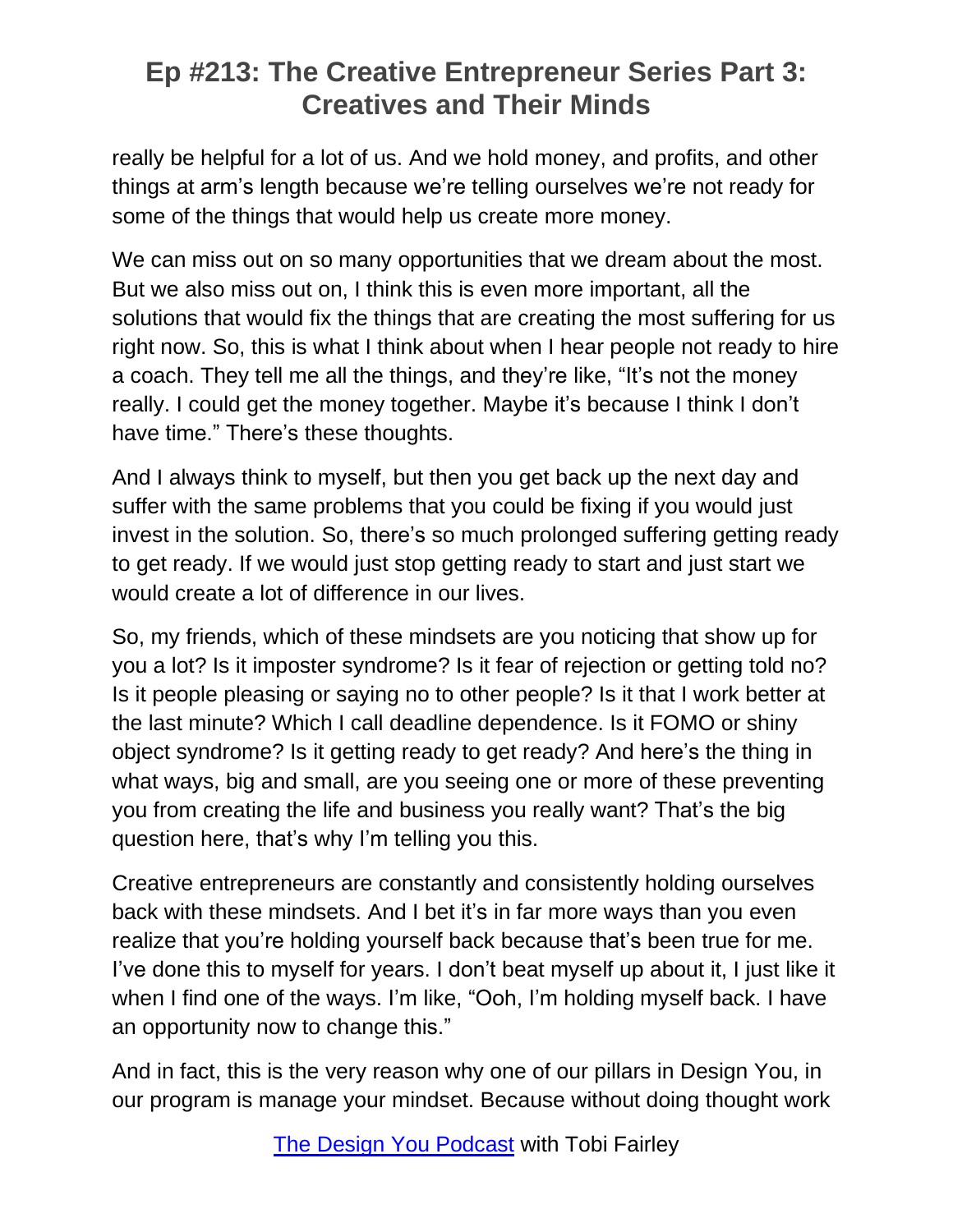really be helpful for a lot of us. And we hold money, and profits, and other things at arm's length because we're telling ourselves we're not ready for some of the things that would help us create more money.

We can miss out on so many opportunities that we dream about the most. But we also miss out on, I think this is even more important, all the solutions that would fix the things that are creating the most suffering for us right now. So, this is what I think about when I hear people not ready to hire a coach. They tell me all the things, and they're like, "It's not the money really. I could get the money together. Maybe it's because I think I don't have time." There's these thoughts.

And I always think to myself, but then you get back up the next day and suffer with the same problems that you could be fixing if you would just invest in the solution. So, there's so much prolonged suffering getting ready to get ready. If we would just stop getting ready to start and just start we would create a lot of difference in our lives.

So, my friends, which of these mindsets are you noticing that show up for you a lot? Is it imposter syndrome? Is it fear of rejection or getting told no? Is it people pleasing or saying no to other people? Is it that I work better at the last minute? Which I call deadline dependence. Is it FOMO or shiny object syndrome? Is it getting ready to get ready? And here's the thing in what ways, big and small, are you seeing one or more of these preventing you from creating the life and business you really want? That's the big question here, that's why I'm telling you this.

Creative entrepreneurs are constantly and consistently holding ourselves back with these mindsets. And I bet it's in far more ways than you even realize that you're holding yourself back because that's been true for me. I've done this to myself for years. I don't beat myself up about it, I just like it when I find one of the ways. I'm like, "Ooh, I'm holding myself back. I have an opportunity now to change this."

And in fact, this is the very reason why one of our pillars in Design You, in our program is manage your mindset. Because without doing thought work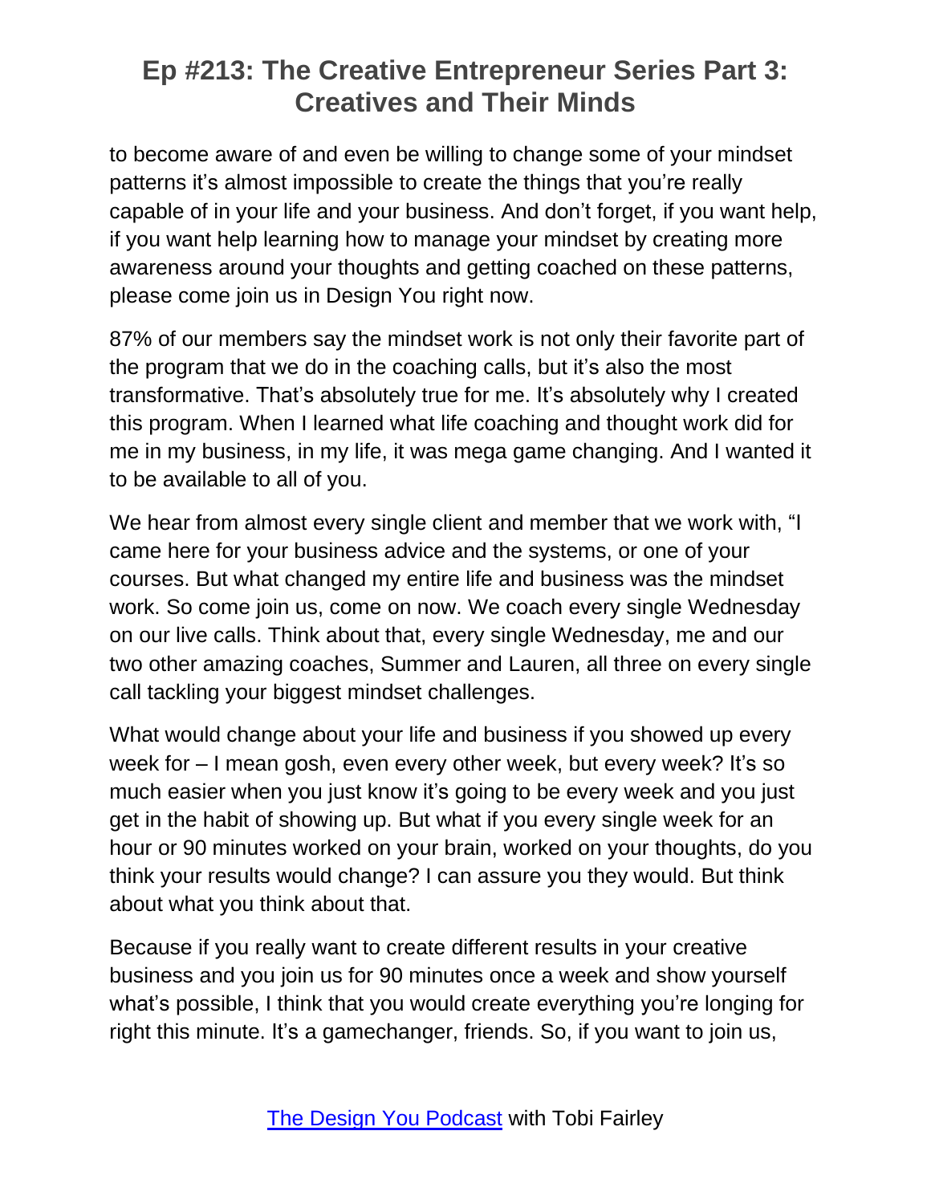to become aware of and even be willing to change some of your mindset patterns it's almost impossible to create the things that you're really capable of in your life and your business. And don't forget, if you want help, if you want help learning how to manage your mindset by creating more awareness around your thoughts and getting coached on these patterns, please come join us in Design You right now.

87% of our members say the mindset work is not only their favorite part of the program that we do in the coaching calls, but it's also the most transformative. That's absolutely true for me. It's absolutely why I created this program. When I learned what life coaching and thought work did for me in my business, in my life, it was mega game changing. And I wanted it to be available to all of you.

We hear from almost every single client and member that we work with, "I came here for your business advice and the systems, or one of your courses. But what changed my entire life and business was the mindset work. So come join us, come on now. We coach every single Wednesday on our live calls. Think about that, every single Wednesday, me and our two other amazing coaches, Summer and Lauren, all three on every single call tackling your biggest mindset challenges.

What would change about your life and business if you showed up every week for – I mean gosh, even every other week, but every week? It's so much easier when you just know it's going to be every week and you just get in the habit of showing up. But what if you every single week for an hour or 90 minutes worked on your brain, worked on your thoughts, do you think your results would change? I can assure you they would. But think about what you think about that.

Because if you really want to create different results in your creative business and you join us for 90 minutes once a week and show yourself what's possible, I think that you would create everything you're longing for right this minute. It's a gamechanger, friends. So, if you want to join us,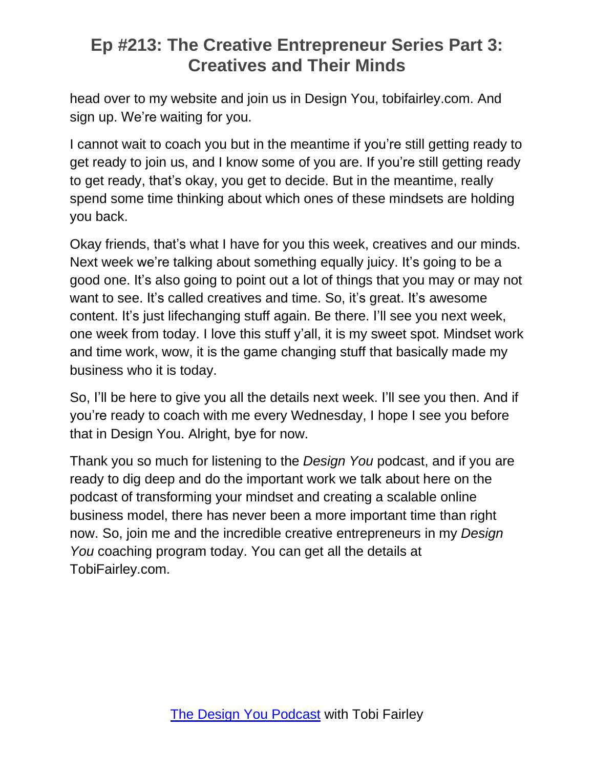head over to my website and join us in Design You, tobifairley.com. And sign up. We're waiting for you.

I cannot wait to coach you but in the meantime if you're still getting ready to get ready to join us, and I know some of you are. If you're still getting ready to get ready, that's okay, you get to decide. But in the meantime, really spend some time thinking about which ones of these mindsets are holding you back.

Okay friends, that's what I have for you this week, creatives and our minds. Next week we're talking about something equally juicy. It's going to be a good one. It's also going to point out a lot of things that you may or may not want to see. It's called creatives and time. So, it's great. It's awesome content. It's just lifechanging stuff again. Be there. I'll see you next week, one week from today. I love this stuff y'all, it is my sweet spot. Mindset work and time work, wow, it is the game changing stuff that basically made my business who it is today.

So, I'll be here to give you all the details next week. I'll see you then. And if you're ready to coach with me every Wednesday, I hope I see you before that in Design You. Alright, bye for now.

Thank you so much for listening to the *Design You* podcast, and if you are ready to dig deep and do the important work we talk about here on the podcast of transforming your mindset and creating a scalable online business model, there has never been a more important time than right now. So, join me and the incredible creative entrepreneurs in my *Design You* coaching program today. You can get all the details at TobiFairley.com.